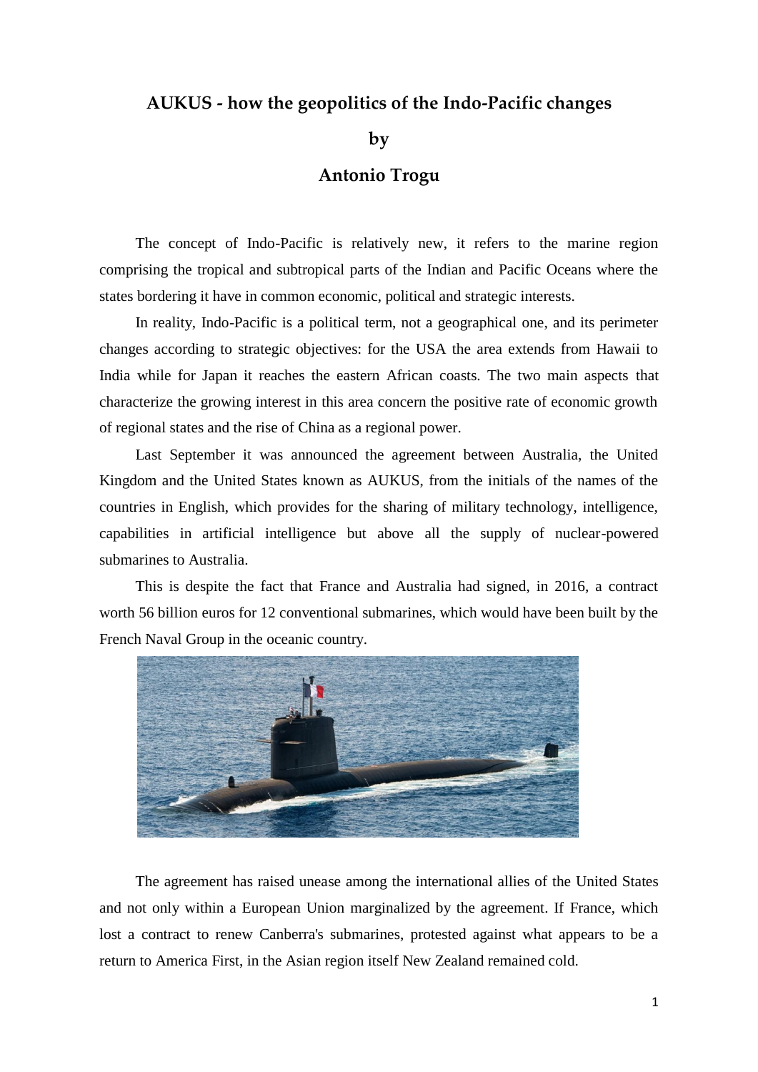# AUKUS - how the geopolitics of the Indo-Pacific changes

**by**

**Antonio Trogu**

The concept of Indo-Pacific is relatively new, it refers to the marine region comprising the tropical and subtropical parts of the Indian and Pacific Oceans where the states bordering it have in common economic, political and strategic interests.

In reality, Indo-Pacific is a political term, not a geographical one, and its perimeter changes according to strategic objectives: for the USA the area extends from Hawaii to India while for Japan it reaches the eastern African coasts. The two main aspects that characterize the growing interest in this area concern the positive rate of economic growth of regional states and the rise of China as a regional power.

Last September it was announced the agreement between Australia, the United Kingdom and the United States known as AUKUS, from the initials of the names of the countries in English, which provides for the sharing of military technology, intelligence, capabilities in artificial intelligence but above all the supply of nuclear-powered submarines to Australia.

This is despite the fact that France and Australia had signed, in 2016, a contract worth 56 billion euros for 12 conventional submarines, which would have been built by the French Naval Group in the oceanic country.

The agreement has raised unease among the international allies of the United States and not only within a European Union marginalized by the agreement. If France, which lost a contract to renew Canberra's submarines, protested against what appears to be a return to America First, in the Asian region itself New Zealand remained cold.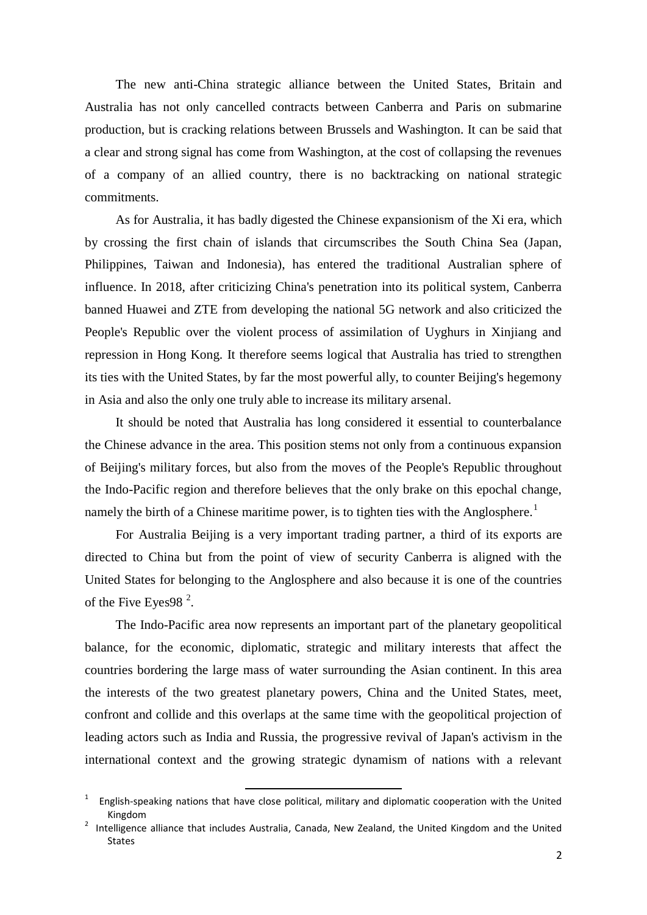The new anti-China strategic alliance between the United States, Britain and Australia has not only cancelled contracts between Canberra and Paris on submarine production, but is cracking relations between Brussels and Washington. It can be said that a clear and strong signal has come from Washington, at the cost of collapsing the revenues of a company of an allied country, there is no backtracking on national strategic commitments.

As for Australia, it has badly digested the Chinese expansionism of the Xi era, which by crossing the first chain of islands that circumscribes the South China Sea (Japan, Philippines, Taiwan and Indonesia), has entered the traditional Australian sphere of influence. In 2018, after criticizing China's penetration into its political system, Canberra banned Huawei and ZTE from developing the national 5G network and also criticized the People's Republic over the violent process of assimilation of Uyghurs in Xinjiang and repression in Hong Kong. It therefore seems logical that Australia has tried to strengthen its ties with the United States, by far the most powerful ally, to counter Beijing's hegemony in Asia and also the only one truly able to increase its military arsenal.

It should be noted that Australia has long considered it essential to counterbalance the Chinese advance in the area. This position stems not only from a continuous expansion of Beijing's military forces, but also from the moves of the People's Republic throughout the Indo-Pacific region and therefore believes that the only brake on this epochal change, namely the birth of a Chinese maritime power, is to tighten ties with the Anglosphere.[1]

For Australia Beijing is a very important trading partner, a third of its exports are directed to China but from the point of view of security Canberra is aligned with the United States for belonging to the Anglosphere and also because it is one of the countries of the Five Eyes98 [2].

The Indo-Pacific area now represents an important part of the planetary geopolitical balance, for the economic, diplomatic, strategic and military interests that affect the countries bordering the large mass of water surrounding the Asian continent. In this area the interests of the two greatest planetary powers, China and the United States, meet, confront and collide and this overlaps at the same time with the geopolitical projection of leading actors such as India and Russia, the progressive revival of Japan's activism in the international context and the growing strategic dynamism of nations with a relevant

---

[1] English-speaking nations that have close political, military and diplomatic cooperation with the United Kingdom

[2] Intelligence alliance that includes Australia, Canada, New Zealand, the United Kingdom and the United States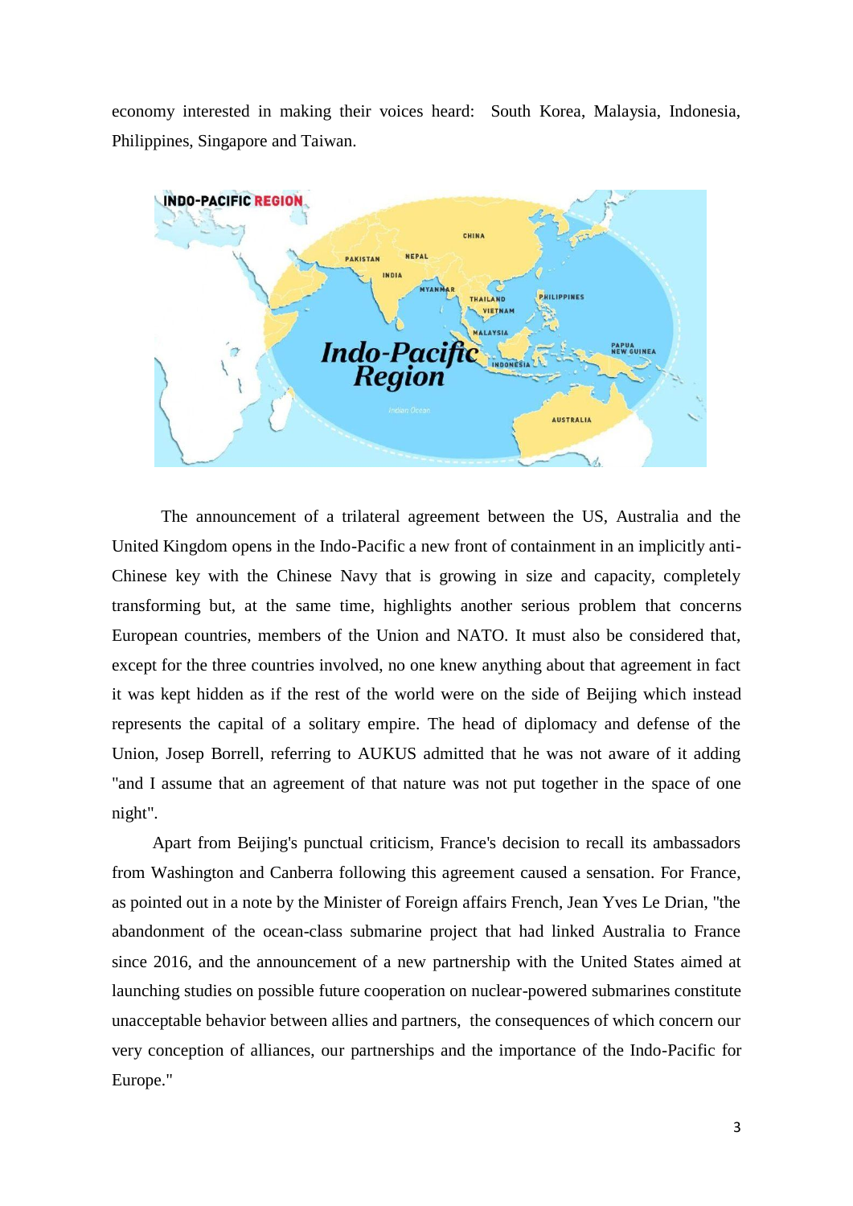economy interested in making their voices heard: South Korea, Malaysia, Indonesia, Philippines, Singapore and Taiwan.

The announcement of a trilateral agreement between the US, Australia and the United Kingdom opens in the Indo-Pacific a new front of containment in an implicitly anti-Chinese key with the Chinese Navy that is growing in size and capacity, completely transforming but, at the same time, highlights another serious problem that concerns European countries, members of the Union and NATO. It must also be considered that, except for the three countries involved, no one knew anything about that agreement in fact it was kept hidden as if the rest of the world were on the side of Beijing which instead represents the capital of a solitary empire. The head of diplomacy and defense of the Union, Josep Borrell, referring to AUKUS admitted that he was not aware of it adding "and I assume that an agreement of that nature was not put together in the space of one night".

Apart from Beijing's punctual criticism, France's decision to recall its ambassadors from Washington and Canberra following this agreement caused a sensation. For France, as pointed out in a note by the Minister of Foreign affairs French, Jean Yves Le Drian, "the abandonment of the ocean-class submarine project that had linked Australia to France since 2016, and the announcement of a new partnership with the United States aimed at launching studies on possible future cooperation on nuclear-powered submarines constitute unacceptable behavior between allies and partners, the consequences of which concern our very conception of alliances, our partnerships and the importance of the Indo-Pacific for Europe."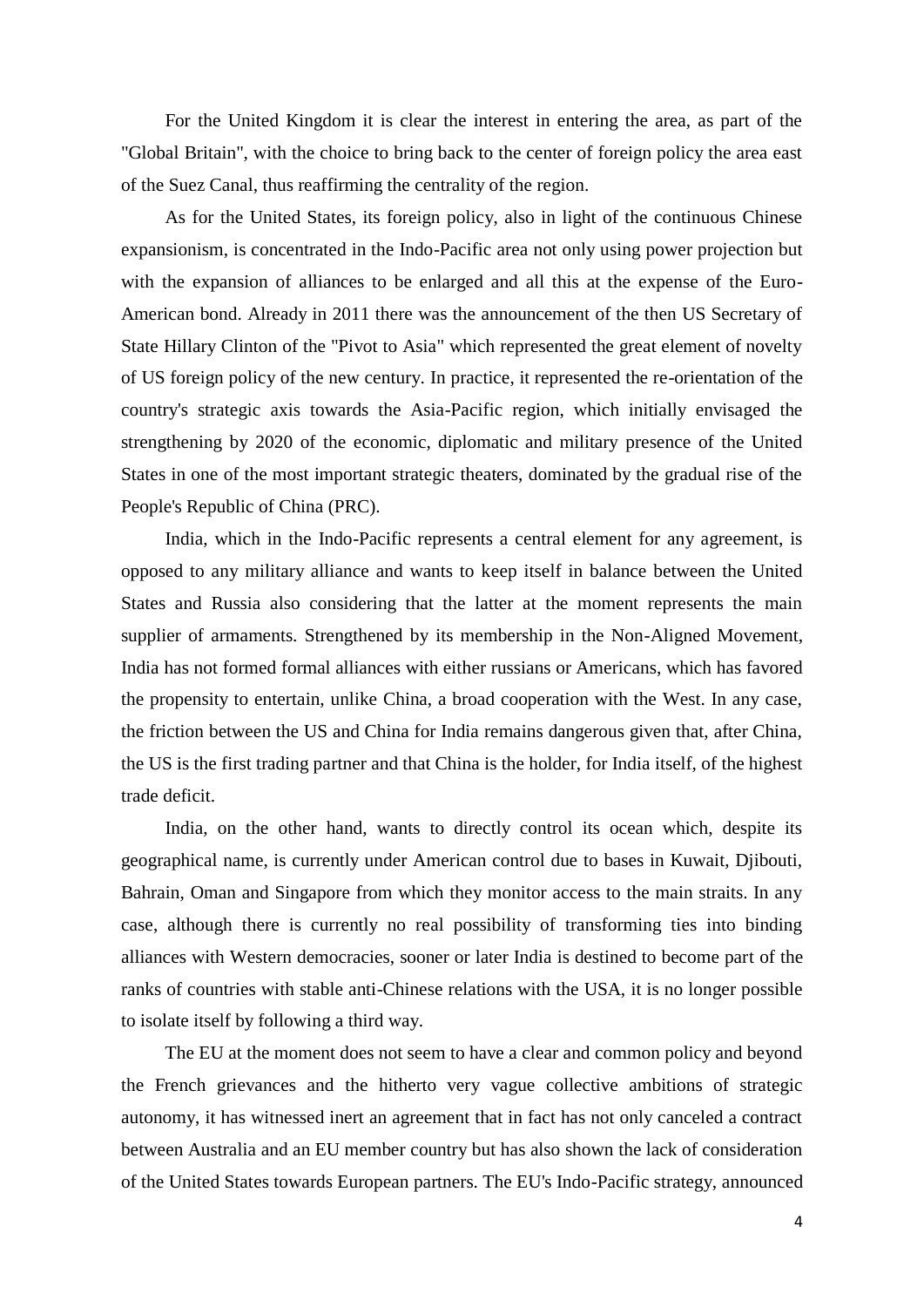For the United Kingdom it is clear the interest in entering the area, as part of the "Global Britain", with the choice to bring back to the center of foreign policy the area east of the Suez Canal, thus reaffirming the centrality of the region.

As for the United States, its foreign policy, also in light of the continuous Chinese expansionism, is concentrated in the Indo-Pacific area not only using power projection but with the expansion of alliances to be enlarged and all this at the expense of the Euro-American bond. Already in 2011 there was the announcement of the then US Secretary of State Hillary Clinton of the "Pivot to Asia" which represented the great element of novelty of US foreign policy of the new century. In practice, it represented the re-orientation of the country's strategic axis towards the Asia-Pacific region, which initially envisaged the strengthening by 2020 of the economic, diplomatic and military presence of the United States in one of the most important strategic theaters, dominated by the gradual rise of the People's Republic of China (PRC).

India, which in the Indo-Pacific represents a central element for any agreement, is opposed to any military alliance and wants to keep itself in balance between the United States and Russia also considering that the latter at the moment represents the main supplier of armaments. Strengthened by its membership in the Non-Aligned Movement, India has not formed formal alliances with either russians or Americans, which has favored the propensity to entertain, unlike China, a broad cooperation with the West. In any case, the friction between the US and China for India remains dangerous given that, after China, the US is the first trading partner and that China is the holder, for India itself, of the highest trade deficit.

India, on the other hand, wants to directly control its ocean which, despite its geographical name, is currently under American control due to bases in Kuwait, Djibouti, Bahrain, Oman and Singapore from which they monitor access to the main straits. In any case, although there is currently no real possibility of transforming ties into binding alliances with Western democracies, sooner or later India is destined to become part of the ranks of countries with stable anti-Chinese relations with the USA, it is no longer possible to isolate itself by following a third way.

The EU at the moment does not seem to have a clear and common policy and beyond the French grievances and the hitherto very vague collective ambitions of strategic autonomy, it has witnessed inert an agreement that in fact has not only canceled a contract between Australia and an EU member country but has also shown the lack of consideration of the United States towards European partners. The EU's Indo-Pacific strategy, announced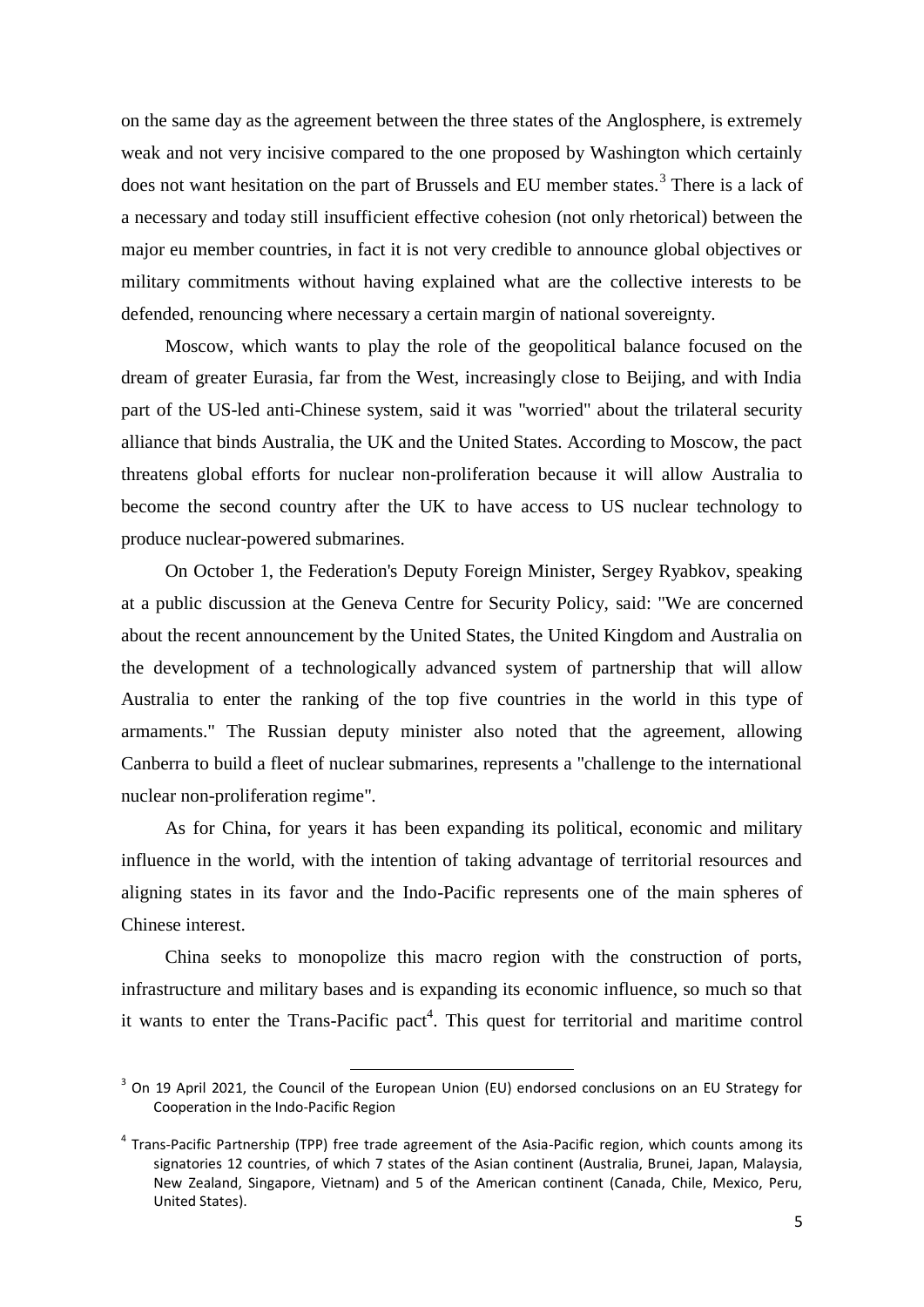on the same day as the agreement between the three states of the Anglosphere, is extremely weak and not very incisive compared to the one proposed by Washington which certainly does not want hesitation on the part of Brussels and EU member states.[3] There is a lack of a necessary and today still insufficient effective cohesion (not only rhetorical) between the major eu member countries, in fact it is not very credible to announce global objectives or military commitments without having explained what are the collective interests to be defended, renouncing where necessary a certain margin of national sovereignty.

Moscow, which wants to play the role of the geopolitical balance focused on the dream of greater Eurasia, far from the West, increasingly close to Beijing, and with India part of the US-led anti-Chinese system, said it was "worried" about the trilateral security alliance that binds Australia, the UK and the United States. According to Moscow, the pact threatens global efforts for nuclear non-proliferation because it will allow Australia to become the second country after the UK to have access to US nuclear technology to produce nuclear-powered submarines.

On October 1, the Federation's Deputy Foreign Minister, Sergey Ryabkov, speaking at a public discussion at the Geneva Centre for Security Policy, said: "We are concerned about the recent announcement by the United States, the United Kingdom and Australia on the development of a technologically advanced system of partnership that will allow Australia to enter the ranking of the top five countries in the world in this type of armaments." The Russian deputy minister also noted that the agreement, allowing Canberra to build a fleet of nuclear submarines, represents a "challenge to the international nuclear non-proliferation regime".

As for China, for years it has been expanding its political, economic and military influence in the world, with the intention of taking advantage of territorial resources and aligning states in its favor and the Indo-Pacific represents one of the main spheres of Chinese interest.

China seeks to monopolize this macro region with the construction of ports, infrastructure and military bases and is expanding its economic influence, so much so that it wants to enter the Trans-Pacific pact[4]. This quest for territorial and maritime control

---

[3] On 19 April 2021, the Council of the European Union (EU) endorsed conclusions on an EU Strategy for Cooperation in the Indo-Pacific Region

[4] Trans-Pacific Partnership (TPP) free trade agreement of the Asia-Pacific region, which counts among its signatories 12 countries, of which 7 states of the Asian continent (Australia, Brunei, Japan, Malaysia, New Zealand, Singapore, Vietnam) and 5 of the American continent (Canada, Chile, Mexico, Peru, United States).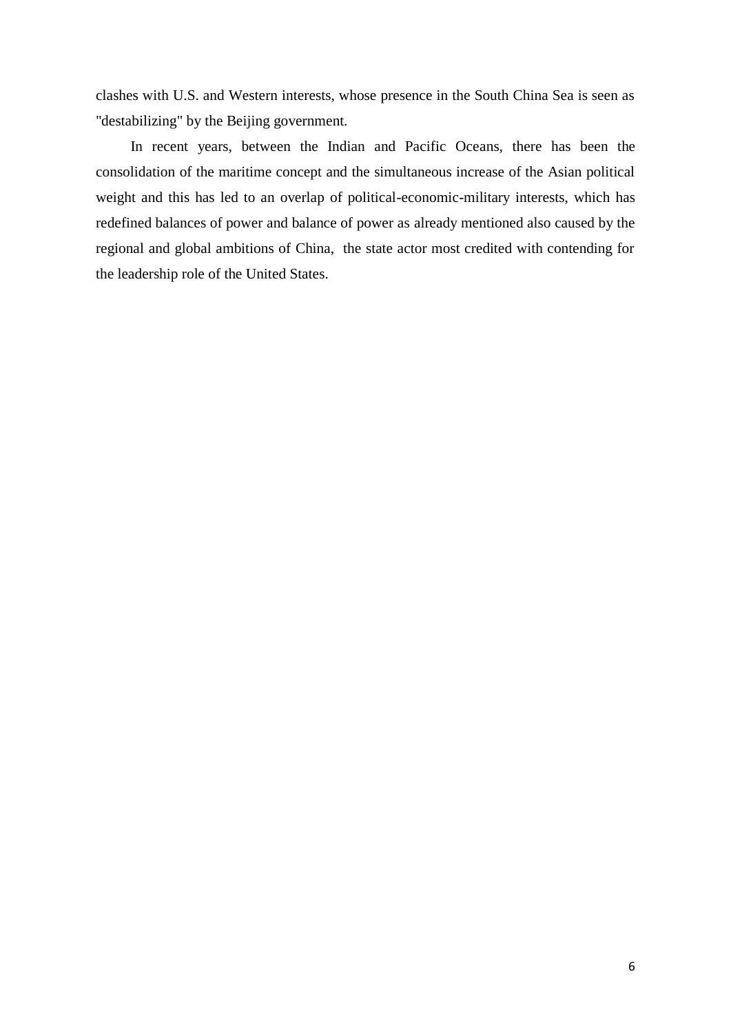clashes with U.S. and Western interests, whose presence in the South China Sea is seen as "destabilizing" by the Beijing government.

In recent years, between the Indian and Pacific Oceans, there has been the consolidation of the maritime concept and the simultaneous increase of the Asian political weight and this has led to an overlap of political-economic-military interests, which has redefined balances of power and balance of power as already mentioned also caused by the regional and global ambitions of China, the state actor most credited with contending for the leadership role of the United States.